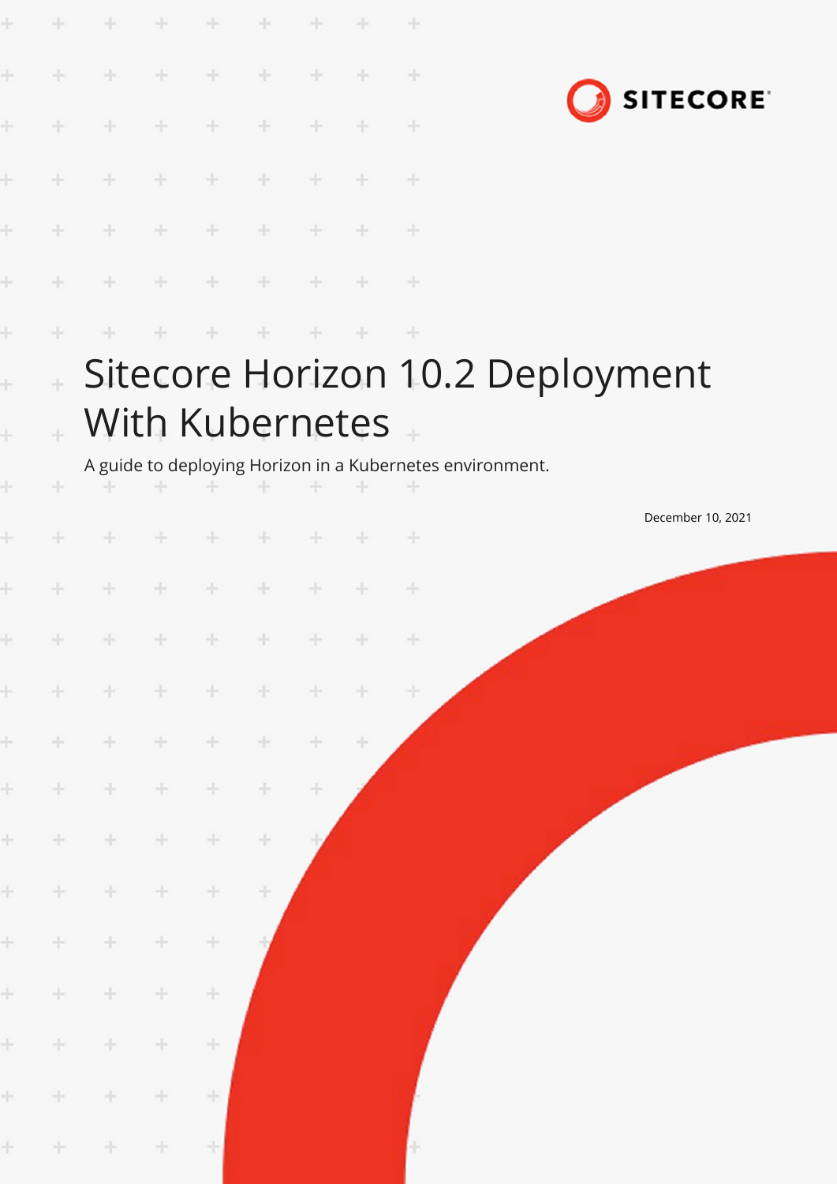SITECORE

# Sitecore Horizon 10.2 Deployment With Kubernetes

A guide to deploying Horizon in a Kubernetes environment.

December 10, 2021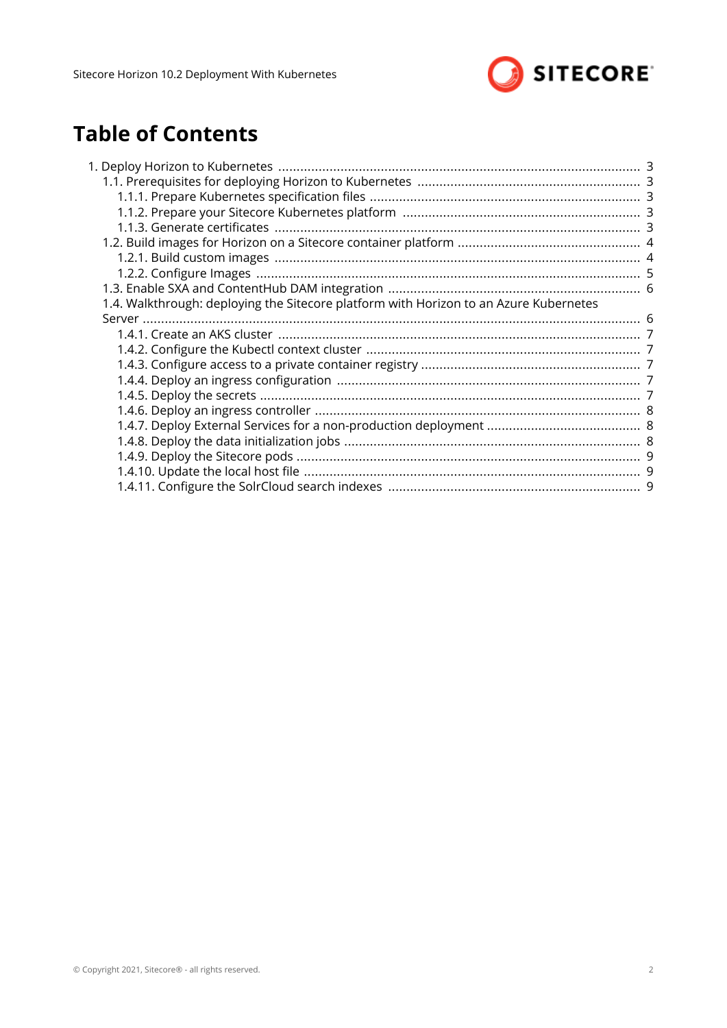# Table of Contents

- 1. Deploy Horizon to Kubernetes ... 3
  - 1.1. Prerequisites for deploying Horizon to Kubernetes ... 3
    - 1.1.1. Prepare Kubernetes specification files ... 3
    - 1.1.2. Prepare your Sitecore Kubernetes platform ... 3
    - 1.1.3. Generate certificates ... 3
  - 1.2. Build images for Horizon on a Sitecore container platform ... 4
    - 1.2.1. Build custom images ... 4
    - 1.2.2. Configure Images ... 5
  - 1.3. Enable SXA and ContentHub DAM integration ... 6
  - 1.4. Walkthrough: deploying the Sitecore platform with Horizon to an Azure Kubernetes Server ... 6
    - 1.4.1. Create an AKS cluster ... 7
    - 1.4.2. Configure the Kubectl context cluster ... 7
    - 1.4.3. Configure access to a private container registry ... 7
    - 1.4.4. Deploy an ingress configuration ... 7
    - 1.4.5. Deploy the secrets ... 7
    - 1.4.6. Deploy an ingress controller ... 8
    - 1.4.7. Deploy External Services for a non-production deployment ... 8
    - 1.4.8. Deploy the data initialization jobs ... 8
    - 1.4.9. Deploy the Sitecore pods ... 9
    - 1.4.10. Update the local host file ... 9
    - 1.4.11. Configure the SolrCloud search indexes ... 9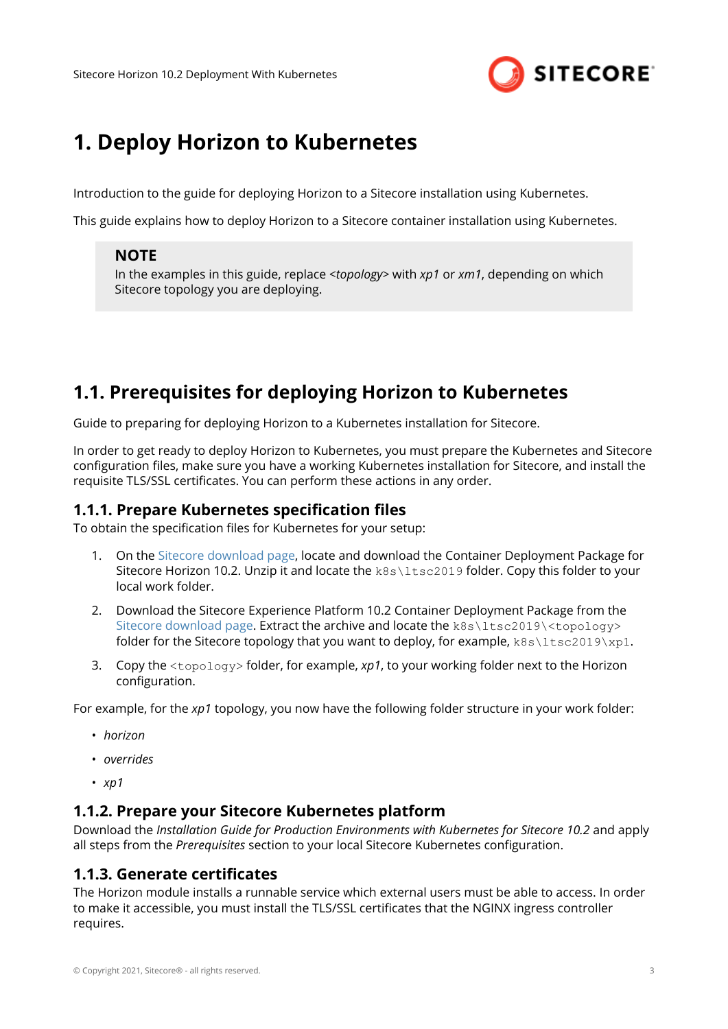# 1. Deploy Horizon to Kubernetes

Introduction to the guide for deploying Horizon to a Sitecore installation using Kubernetes.

This guide explains how to deploy Horizon to a Sitecore container installation using Kubernetes.

> **NOTE**
> In the examples in this guide, replace *<topology>* with *xp1* or *xm1*, depending on which Sitecore topology you are deploying.

## 1.1. Prerequisites for deploying Horizon to Kubernetes

Guide to preparing for deploying Horizon to a Kubernetes installation for Sitecore.

In order to get ready to deploy Horizon to Kubernetes, you must prepare the Kubernetes and Sitecore configuration files, make sure you have a working Kubernetes installation for Sitecore, and install the requisite TLS/SSL certificates. You can perform these actions in any order.

### 1.1.1. Prepare Kubernetes specification files

To obtain the specification files for Kubernetes for your setup:

1. On the Sitecore download page, locate and download the Container Deployment Package for Sitecore Horizon 10.2. Unzip it and locate the `k8s\ltsc2019` folder. Copy this folder to your local work folder.
2. Download the Sitecore Experience Platform 10.2 Container Deployment Package from the Sitecore download page. Extract the archive and locate the `k8s\ltsc2019\<topology>` folder for the Sitecore topology that you want to deploy, for example, `k8s\ltsc2019\xp1`.
3. Copy the `<topology>` folder, for example, *xp1*, to your working folder next to the Horizon configuration.

For example, for the *xp1* topology, you now have the following folder structure in your work folder:

- *horizon*
- *overrides*
- *xp1*

### 1.1.2. Prepare your Sitecore Kubernetes platform

Download the *Installation Guide for Production Environments with Kubernetes for Sitecore 10.2* and apply all steps from the *Prerequisites* section to your local Sitecore Kubernetes configuration.

### 1.1.3. Generate certificates

The Horizon module installs a runnable service which external users must be able to access. In order to make it accessible, you must install the TLS/SSL certificates that the NGINX ingress controller requires.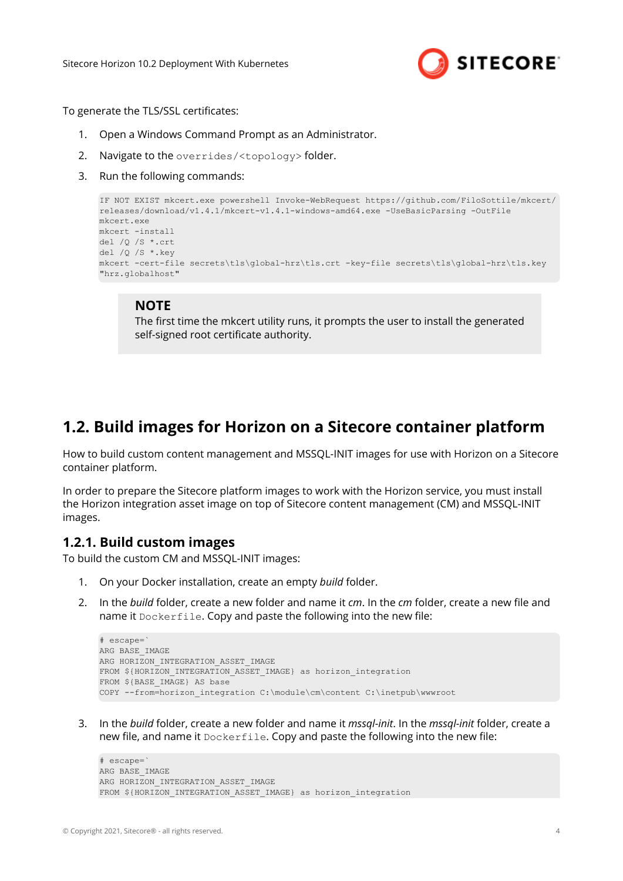To generate the TLS/SSL certificates:

1. Open a Windows Command Prompt as an Administrator.
2. Navigate to the `overrides/<topology>` folder.
3. Run the following commands:

```
IF NOT EXIST mkcert.exe powershell Invoke-WebRequest https://github.com/FiloSottile/mkcert/
releases/download/v1.4.1/mkcert-v1.4.1-windows-amd64.exe -UseBasicParsing -OutFile
mkcert.exe
mkcert -install
del /Q /S *.crt
del /Q /S *.key
mkcert -cert-file secrets\tls\global-hrz\tls.crt -key-file secrets\tls\global-hrz\tls.key
"hrz.globalhost"
```

> **NOTE**
> The first time the mkcert utility runs, it prompts the user to install the generated self-signed root certificate authority.

## 1.2. Build images for Horizon on a Sitecore container platform

How to build custom content management and MSSQL-INIT images for use with Horizon on a Sitecore container platform.

In order to prepare the Sitecore platform images to work with the Horizon service, you must install the Horizon integration asset image on top of Sitecore content management (CM) and MSSQL-INIT images.

### 1.2.1. Build custom images

To build the custom CM and MSSQL-INIT images:

1. On your Docker installation, create an empty *build* folder.
2. In the *build* folder, create a new folder and name it *cm*. In the *cm* folder, create a new file and name it `Dockerfile`. Copy and paste the following into the new file:

```
# escape=`
ARG BASE_IMAGE
ARG HORIZON_INTEGRATION_ASSET_IMAGE
FROM ${HORIZON_INTEGRATION_ASSET_IMAGE} as horizon_integration
FROM ${BASE_IMAGE} AS base
COPY --from=horizon_integration C:\module\cm\content C:\inetpub\wwwroot
```

3. In the *build* folder, create a new folder and name it *mssql-init*. In the *mssql-init* folder, create a new file, and name it `Dockerfile`. Copy and paste the following into the new file:

```
# escape=`
ARG BASE_IMAGE
ARG HORIZON_INTEGRATION_ASSET_IMAGE
FROM ${HORIZON_INTEGRATION_ASSET_IMAGE} as horizon_integration
```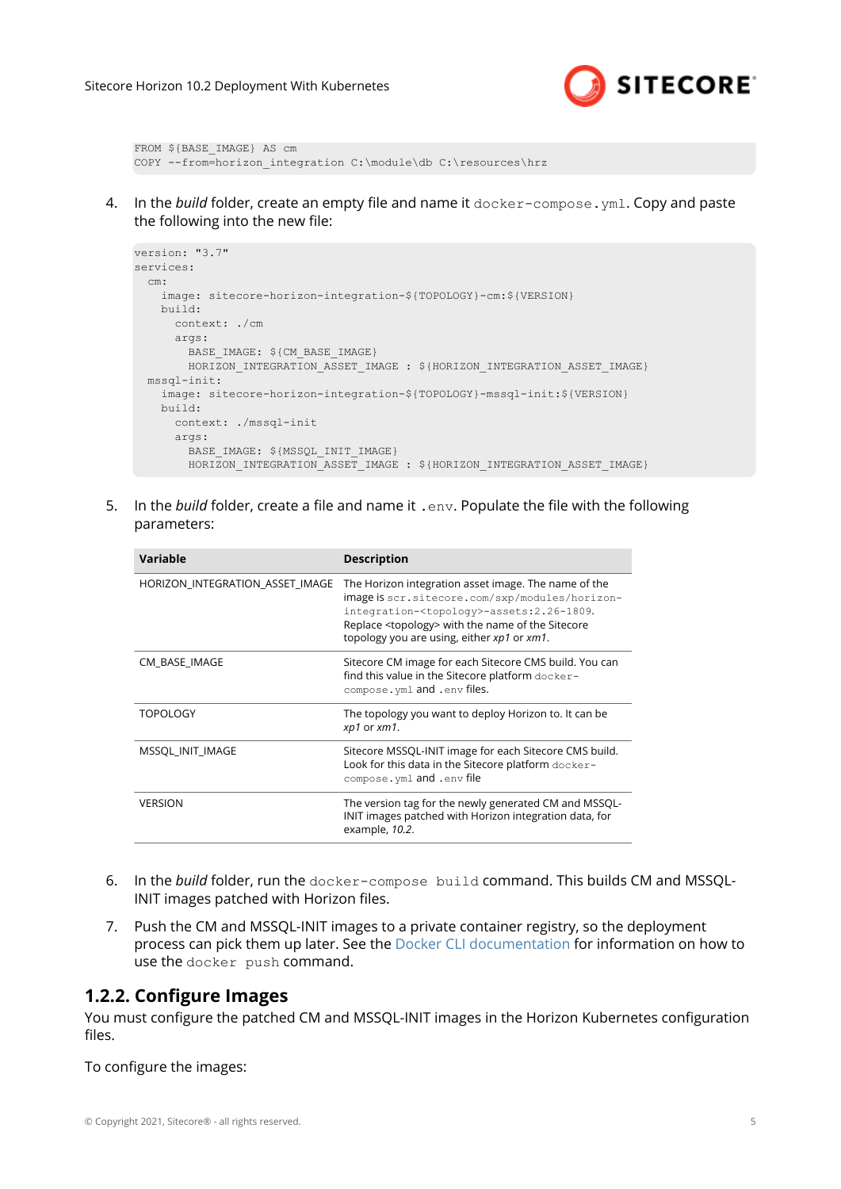```
FROM ${BASE_IMAGE} AS cm
COPY --from=horizon_integration C:\module\db C:\resources\hrz
```

4. In the *build* folder, create an empty file and name it `docker-compose.yml`. Copy and paste the following into the new file:

```
version: "3.7"
services:
  cm:
    image: sitecore-horizon-integration-${TOPOLOGY}-cm:${VERSION}
    build:
      context: ./cm
      args:
        BASE_IMAGE: ${CM_BASE_IMAGE}
        HORIZON_INTEGRATION_ASSET_IMAGE : ${HORIZON_INTEGRATION_ASSET_IMAGE}
  mssql-init:
    image: sitecore-horizon-integration-${TOPOLOGY}-mssql-init:${VERSION}
    build:
      context: ./mssql-init
      args:
        BASE_IMAGE: ${MSSQL_INIT_IMAGE}
        HORIZON_INTEGRATION_ASSET_IMAGE : ${HORIZON_INTEGRATION_ASSET_IMAGE}
```

5. In the *build* folder, create a file and name it `.env`. Populate the file with the following parameters:

| Variable | Description |
| --- | --- |
| HORIZON_INTEGRATION_ASSET_IMAGE | The Horizon integration asset image. The name of the image is `scr.sitecore.com/sxp/modules/horizon-integration-<topology>-assets:2.26-1809`. Replace <topology> with the name of the Sitecore topology you are using, either *xp1* or *xm1*. |
| CM_BASE_IMAGE | Sitecore CM image for each Sitecore CMS build. You can find this value in the Sitecore platform `docker-compose.yml` and `.env` files. |
| TOPOLOGY | The topology you want to deploy Horizon to. It can be *xp1* or *xm1*. |
| MSSQL_INIT_IMAGE | Sitecore MSSQL-INIT image for each Sitecore CMS build. Look for this data in the Sitecore platform `docker-compose.yml` and `.env` file |
| VERSION | The version tag for the newly generated CM and MSSQL-INIT images patched with Horizon integration data, for example, *10.2*. |

6. In the *build* folder, run the `docker-compose build` command. This builds CM and MSSQL-INIT images patched with Horizon files.

7. Push the CM and MSSQL-INIT images to a private container registry, so the deployment process can pick them up later. See the Docker CLI documentation for information on how to use the `docker push` command.

## 1.2.2. Configure Images

You must configure the patched CM and MSSQL-INIT images in the Horizon Kubernetes configuration files.

To configure the images: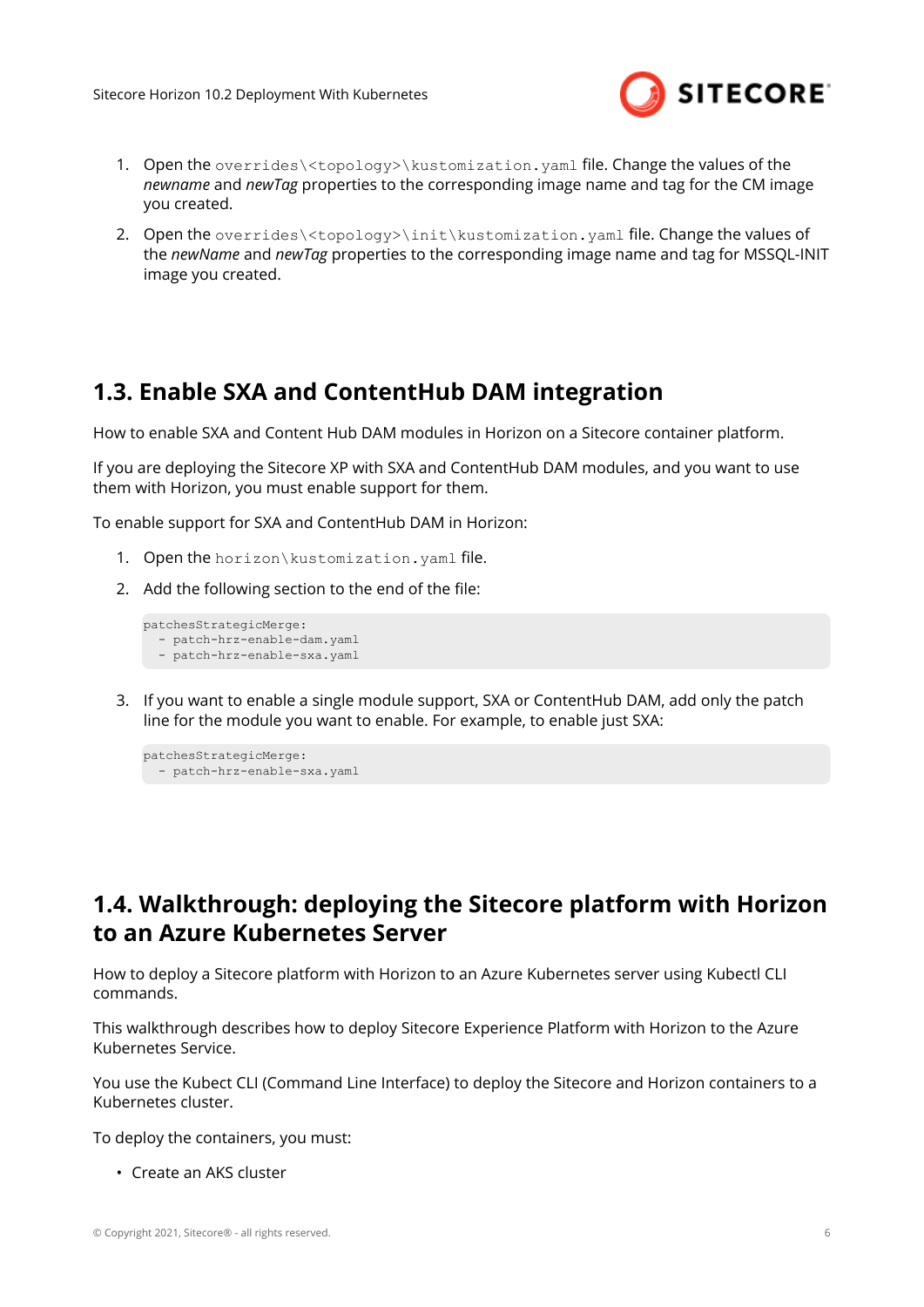1. Open the `overrides\<topology>\kustomization.yaml` file. Change the values of the *newname* and *newTag* properties to the corresponding image name and tag for the CM image you created.
2. Open the `overrides\<topology>\init\kustomization.yaml` file. Change the values of the *newName* and *newTag* properties to the corresponding image name and tag for MSSQL-INIT image you created.

## 1.3. Enable SXA and ContentHub DAM integration

How to enable SXA and Content Hub DAM modules in Horizon on a Sitecore container platform.

If you are deploying the Sitecore XP with SXA and ContentHub DAM modules, and you want to use them with Horizon, you must enable support for them.

To enable support for SXA and ContentHub DAM in Horizon:

1. Open the `horizon\kustomization.yaml` file.
2. Add the following section to the end of the file:

```
patchesStrategicMerge:
  - patch-hrz-enable-dam.yaml
  - patch-hrz-enable-sxa.yaml
```

3. If you want to enable a single module support, SXA or ContentHub DAM, add only the patch line for the module you want to enable. For example, to enable just SXA:

```
patchesStrategicMerge:
  - patch-hrz-enable-sxa.yaml
```

## 1.4. Walkthrough: deploying the Sitecore platform with Horizon to an Azure Kubernetes Server

How to deploy a Sitecore platform with Horizon to an Azure Kubernetes server using Kubectl CLI commands.

This walkthrough describes how to deploy Sitecore Experience Platform with Horizon to the Azure Kubernetes Service.

You use the Kubect CLI (Command Line Interface) to deploy the Sitecore and Horizon containers to a Kubernetes cluster.

To deploy the containers, you must:

- Create an AKS cluster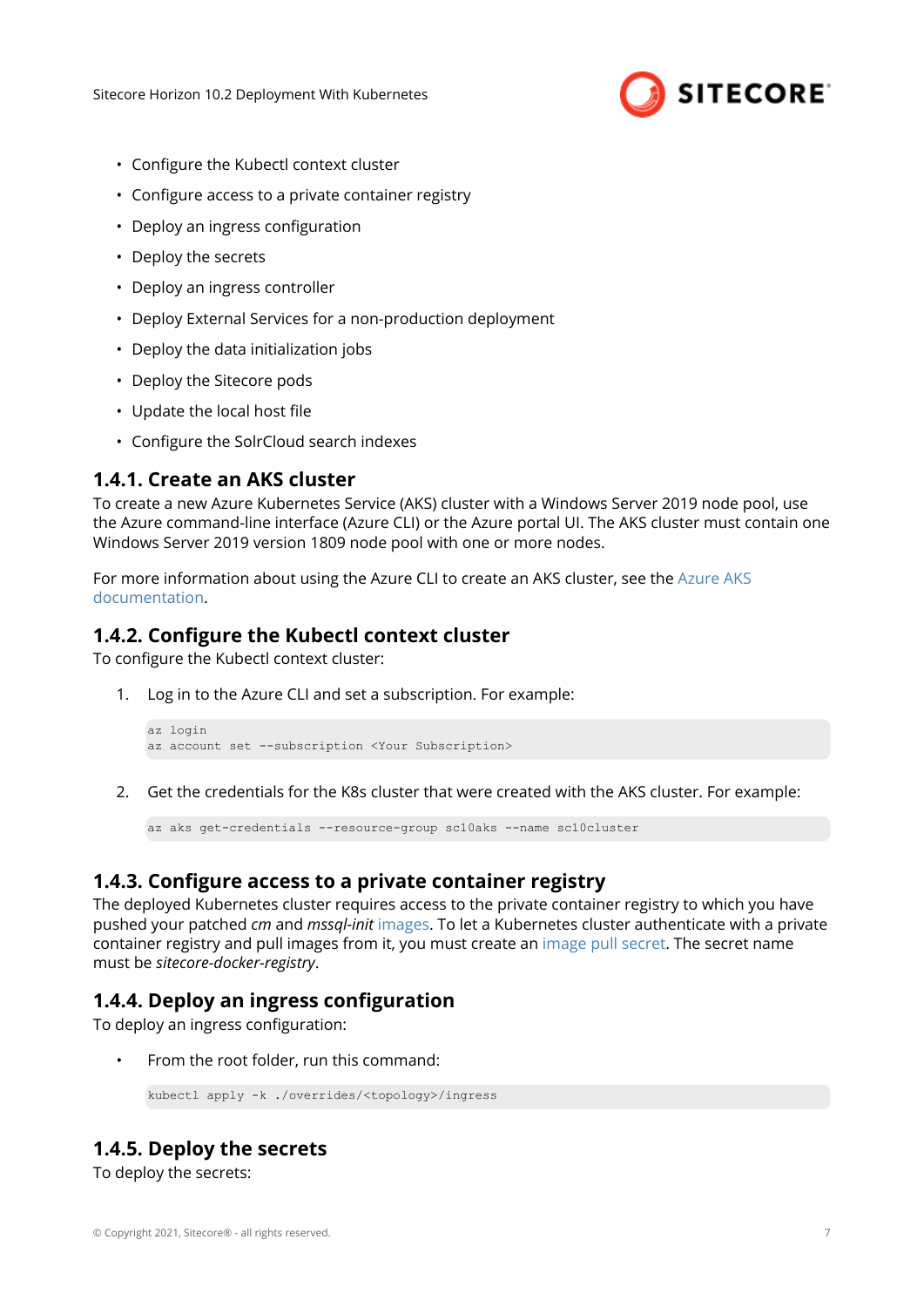- Configure the Kubectl context cluster
- Configure access to a private container registry
- Deploy an ingress configuration
- Deploy the secrets
- Deploy an ingress controller
- Deploy External Services for a non-production deployment
- Deploy the data initialization jobs
- Deploy the Sitecore pods
- Update the local host file
- Configure the SolrCloud search indexes

### 1.4.1. Create an AKS cluster

To create a new Azure Kubernetes Service (AKS) cluster with a Windows Server 2019 node pool, use the Azure command-line interface (Azure CLI) or the Azure portal UI. The AKS cluster must contain one Windows Server 2019 version 1809 node pool with one or more nodes.

For more information about using the Azure CLI to create an AKS cluster, see the Azure AKS documentation.

### 1.4.2. Configure the Kubectl context cluster

To configure the Kubectl context cluster:

1. Log in to the Azure CLI and set a subscription. For example:

```
az login
az account set --subscription <Your Subscription>
```

2. Get the credentials for the K8s cluster that were created with the AKS cluster. For example:

```
az aks get-credentials --resource-group sc10aks --name sc10cluster
```

### 1.4.3. Configure access to a private container registry

The deployed Kubernetes cluster requires access to the private container registry to which you have pushed your patched *cm* and *mssql-init* images. To let a Kubernetes cluster authenticate with a private container registry and pull images from it, you must create an image pull secret. The secret name must be *sitecore-docker-registry*.

### 1.4.4. Deploy an ingress configuration

To deploy an ingress configuration:

- From the root folder, run this command:

```
kubectl apply -k ./overrides/<topology>/ingress
```

### 1.4.5. Deploy the secrets

To deploy the secrets: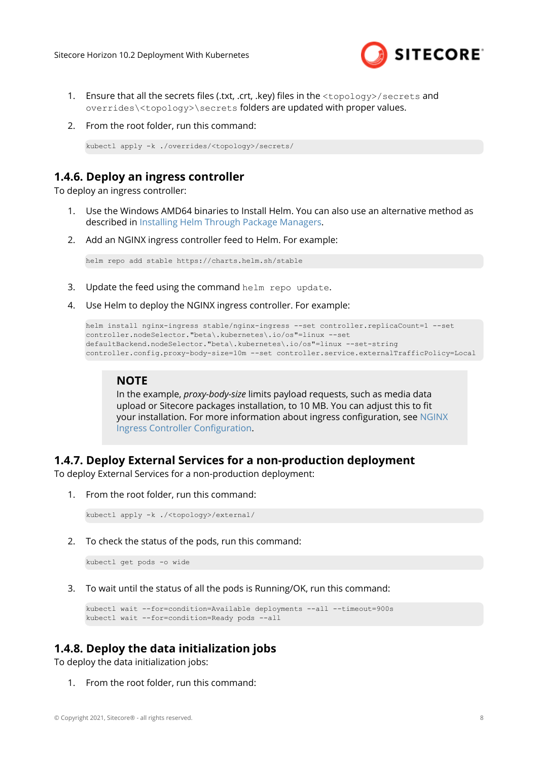1. Ensure that all the secrets files (.txt, .crt, .key) files in the `<topology>/secrets` and `overrides\<topology>\secrets` folders are updated with proper values.

2. From the root folder, run this command:

```
kubectl apply -k ./overrides/<topology>/secrets/
```

### 1.4.6. Deploy an ingress controller

To deploy an ingress controller:

1. Use the Windows AMD64 binaries to Install Helm. You can also use an alternative method as described in Installing Helm Through Package Managers.

2. Add an NGINX ingress controller feed to Helm. For example:

```
helm repo add stable https://charts.helm.sh/stable
```

3. Update the feed using the command `helm repo update`.

4. Use Helm to deploy the NGINX ingress controller. For example:

```
helm install nginx-ingress stable/nginx-ingress --set controller.replicaCount=1 --set
controller.nodeSelector."beta\.kubernetes\.io/os"=linux --set
defaultBackend.nodeSelector."beta\.kubernetes\.io/os"=linux --set-string
controller.config.proxy-body-size=10m --set controller.service.externalTrafficPolicy=Local
```

> **NOTE**
> In the example, *proxy-body-size* limits payload requests, such as media data upload or Sitecore packages installation, to 10 MB. You can adjust this to fit your installation. For more information about ingress configuration, see NGINX Ingress Controller Configuration.

### 1.4.7. Deploy External Services for a non-production deployment

To deploy External Services for a non-production deployment:

1. From the root folder, run this command:

```
kubectl apply -k ./<topology>/external/
```

2. To check the status of the pods, run this command:

```
kubectl get pods -o wide
```

3. To wait until the status of all the pods is Running/OK, run this command:

```
kubectl wait --for=condition=Available deployments --all --timeout=900s
kubectl wait --for=condition=Ready pods --all
```

### 1.4.8. Deploy the data initialization jobs

To deploy the data initialization jobs:

1. From the root folder, run this command: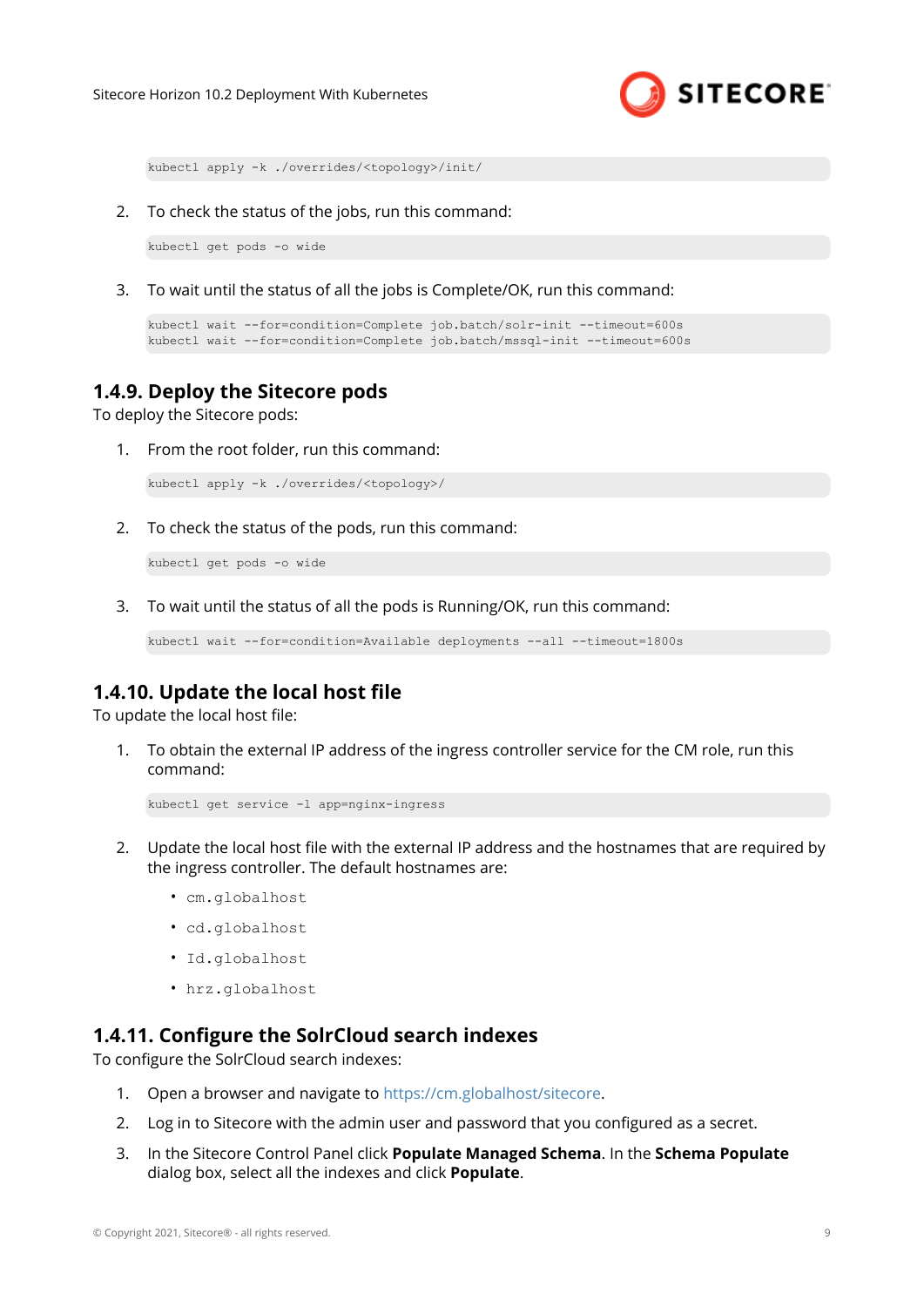```
kubectl apply -k ./overrides/<topology>/init/
```

2. To check the status of the jobs, run this command:

```
kubectl get pods -o wide
```

3. To wait until the status of all the jobs is Complete/OK, run this command:

```
kubectl wait --for=condition=Complete job.batch/solr-init --timeout=600s
kubectl wait --for=condition=Complete job.batch/mssql-init --timeout=600s
```

### 1.4.9. Deploy the Sitecore pods

To deploy the Sitecore pods:

1. From the root folder, run this command:

```
kubectl apply -k ./overrides/<topology>/
```

2. To check the status of the pods, run this command:

```
kubectl get pods -o wide
```

3. To wait until the status of all the pods is Running/OK, run this command:

```
kubectl wait --for=condition=Available deployments --all --timeout=1800s
```

### 1.4.10. Update the local host file

To update the local host file:

1. To obtain the external IP address of the ingress controller service for the CM role, run this command:

```
kubectl get service -l app=nginx-ingress
```

2. Update the local host file with the external IP address and the hostnames that are required by the ingress controller. The default hostnames are:

   - `cm.globalhost`
   - `cd.globalhost`
   - `Id.globalhost`
   - `hrz.globalhost`

### 1.4.11. Configure the SolrCloud search indexes

To configure the SolrCloud search indexes:

1. Open a browser and navigate to https://cm.globalhost/sitecore.
2. Log in to Sitecore with the admin user and password that you configured as a secret.
3. In the Sitecore Control Panel click **Populate Managed Schema**. In the **Schema Populate** dialog box, select all the indexes and click **Populate**.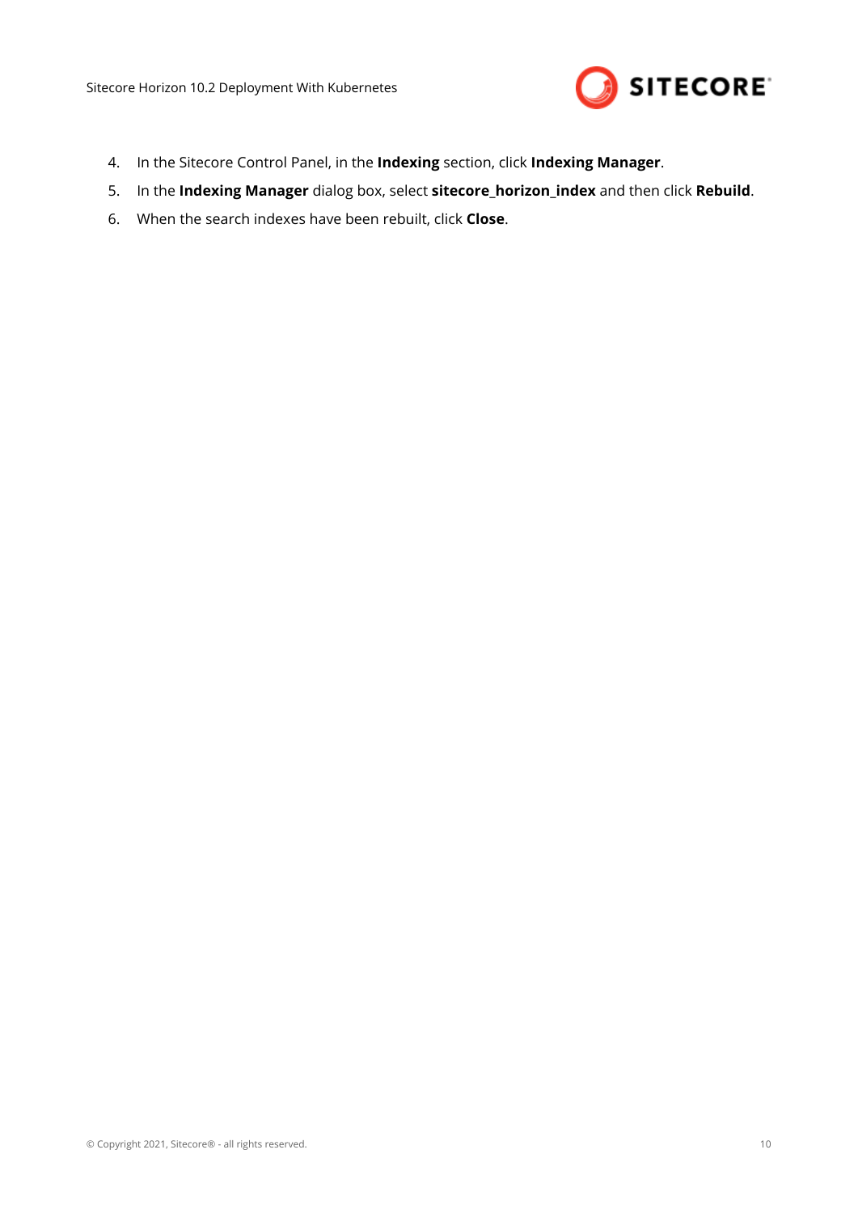4. In the Sitecore Control Panel, in the **Indexing** section, click **Indexing Manager**.
5. In the **Indexing Manager** dialog box, select **sitecore_horizon_index** and then click **Rebuild**.
6. When the search indexes have been rebuilt, click **Close**.